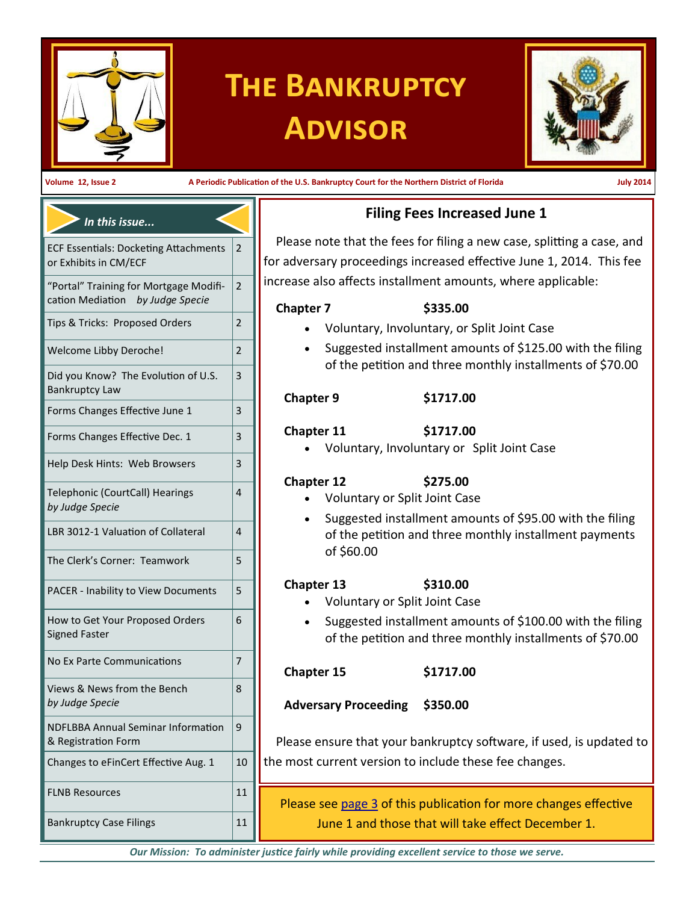# The Bankruptcy Advisor

Volume 12, Issue 2 — A Periodic Publication of the U.S. Bankruptcy Court for the Northern District of Florida — July 2014

### In this issue...

| | |
|---|---|
| ECF Essentials: Docketing Attachments or Exhibits in CM/ECF | 2 |
| "Portal" Training for Mortgage Modification Mediation *by Judge Specie* | 2 |
| Tips & Tricks: Proposed Orders | 2 |
| Welcome Libby Deroche! | 2 |
| Did you Know? The Evolution of U.S. Bankruptcy Law | 3 |
| Forms Changes Effective June 1 | 3 |
| Forms Changes Effective Dec. 1 | 3 |
| Help Desk Hints: Web Browsers | 3 |
| Telephonic (CourtCall) Hearings *by Judge Specie* | 4 |
| LBR 3012-1 Valuation of Collateral | 4 |
| The Clerk's Corner: Teamwork | 5 |
| PACER - Inability to View Documents | 5 |
| How to Get Your Proposed Orders Signed Faster | 6 |
| No Ex Parte Communications | 7 |
| Views & News from the Bench *by Judge Specie* | 8 |
| NDFLBBA Annual Seminar Information & Registration Form | 9 |
| Changes to eFinCert Effective Aug. 1 | 10 |
| FLNB Resources | 11 |
| Bankruptcy Case Filings | 11 |

## Filing Fees Increased June 1

Please note that the fees for filing a new case, splitting a case, and for adversary proceedings increased effective June 1, 2014. This fee increase also affects installment amounts, where applicable:

**Chapter 7** — **$335.00**

- Voluntary, Involuntary, or Split Joint Case
- Suggested installment amounts of $125.00 with the filing of the petition and three monthly installments of $70.00

**Chapter 9** — **$1717.00**

**Chapter 11** — **$1717.00**

- Voluntary, Involuntary or Split Joint Case

**Chapter 12** — **$275.00**

- Voluntary or Split Joint Case
- Suggested installment amounts of $95.00 with the filing of the petition and three monthly installment payments of $60.00

**Chapter 13** — **$310.00**

- Voluntary or Split Joint Case
- Suggested installment amounts of $100.00 with the filing of the petition and three monthly installments of $70.00

**Chapter 15** — **$1717.00**

**Adversary Proceeding** — **$350.00**

Please ensure that your bankruptcy software, if used, is updated to the most current version to include these fee changes.

Please see page 3 of this publication for more changes effective June 1 and those that will take effect December 1.

*Our Mission: To administer justice fairly while providing excellent service to those we serve.*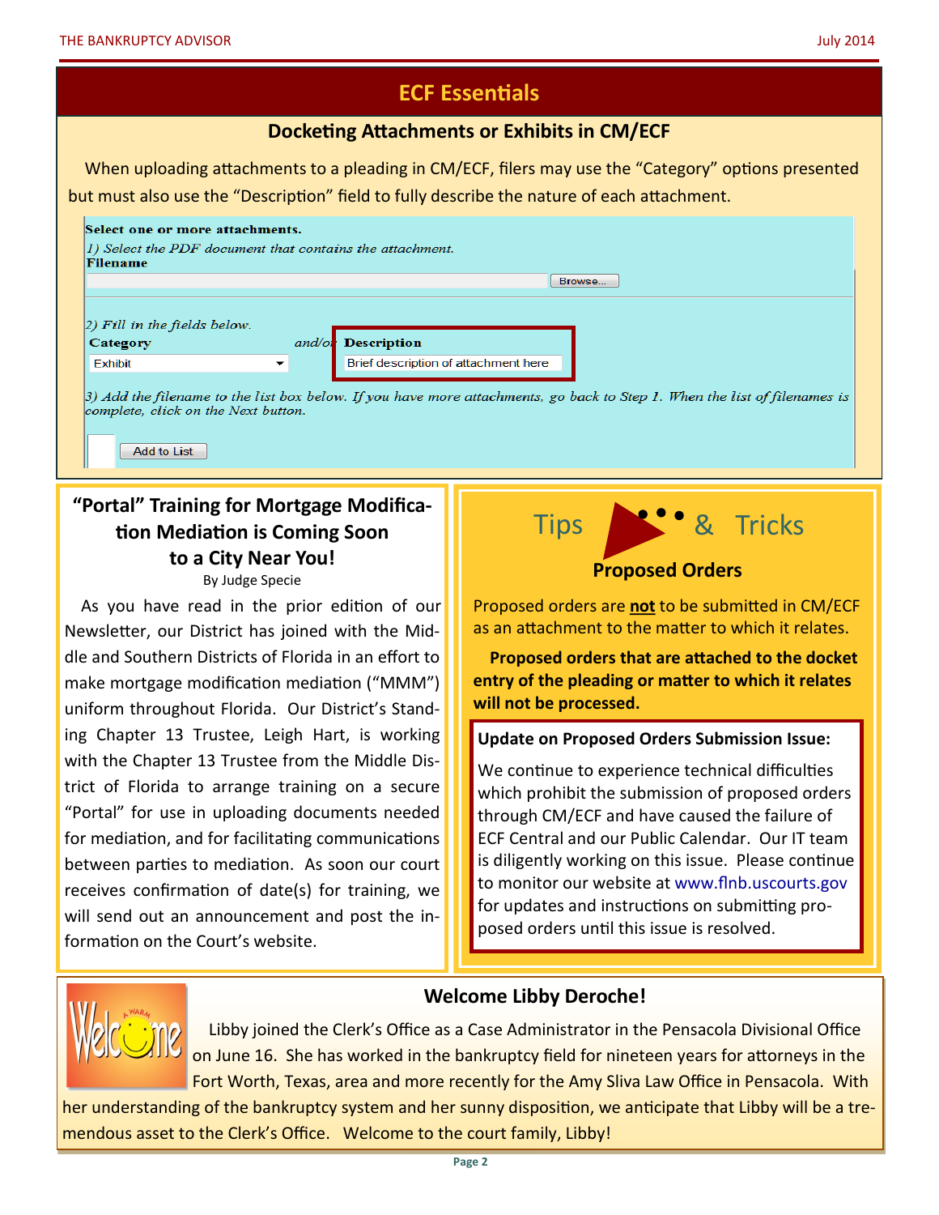## ECF Essentials

### Docketing Attachments or Exhibits in CM/ECF

When uploading attachments to a pleading in CM/ECF, filers may use the "Category" options presented but must also use the "Description" field to fully describe the nature of each attachment.

**Select one or more attachments.**

*1) Select the PDF document that contains the attachment.*

**Filename**

Browse...

*2) Fill in the fields below.*

**Category** *and/or* **Description**

Exhibit | Brief description of attachment here

*3) Add the filename to the list box below. If you have more attachments, go back to Step 1. When the list of filenames is complete, click on the Next button.*

Add to List

### "Portal" Training for Mortgage Modification Mediation is Coming Soon to a City Near You!

By Judge Specie

As you have read in the prior edition of our Newsletter, our District has joined with the Middle and Southern Districts of Florida in an effort to make mortgage modification mediation ("MMM") uniform throughout Florida. Our District's Standing Chapter 13 Trustee, Leigh Hart, is working with the Chapter 13 Trustee from the Middle District of Florida to arrange training on a secure "Portal" for use in uploading documents needed for mediation, and for facilitating communications between parties to mediation. As soon our court receives confirmation of date(s) for training, we will send out an announcement and post the information on the Court's website.

### Tips & Tricks

#### Proposed Orders

Proposed orders are **not** to be submitted in CM/ECF as an attachment to the matter to which it relates.

**Proposed orders that are attached to the docket entry of the pleading or matter to which it relates will not be processed.**

**Update on Proposed Orders Submission Issue:**

We continue to experience technical difficulties which prohibit the submission of proposed orders through CM/ECF and have caused the failure of ECF Central and our Public Calendar. Our IT team is diligently working on this issue. Please continue to monitor our website at www.flnb.uscourts.gov for updates and instructions on submitting proposed orders until this issue is resolved.

### Welcome Libby Deroche!

Libby joined the Clerk's Office as a Case Administrator in the Pensacola Divisional Office on June 16. She has worked in the bankruptcy field for nineteen years for attorneys in the Fort Worth, Texas, area and more recently for the Amy Sliva Law Office in Pensacola. With her understanding of the bankruptcy system and her sunny disposition, we anticipate that Libby will be a tremendous asset to the Clerk's Office. Welcome to the court family, Libby!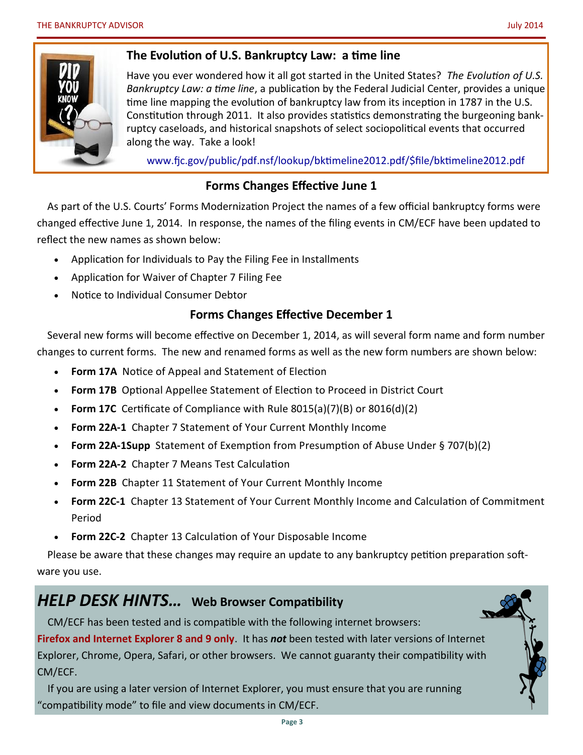## The Evolution of U.S. Bankruptcy Law: a time line

Have you ever wondered how it all got started in the United States? *The Evolution of U.S. Bankruptcy Law: a time line*, a publication by the Federal Judicial Center, provides a unique time line mapping the evolution of bankruptcy law from its inception in 1787 in the U.S. Constitution through 2011. It also provides statistics demonstrating the burgeoning bankruptcy caseloads, and historical snapshots of select sociopolitical events that occurred along the way. Take a look!

www.fjc.gov/public/pdf.nsf/lookup/bktimeline2012.pdf/$file/bktimeline2012.pdf

## Forms Changes Effective June 1

As part of the U.S. Courts' Forms Modernization Project the names of a few official bankruptcy forms were changed effective June 1, 2014. In response, the names of the filing events in CM/ECF have been updated to reflect the new names as shown below:

- Application for Individuals to Pay the Filing Fee in Installments
- Application for Waiver of Chapter 7 Filing Fee
- Notice to Individual Consumer Debtor

## Forms Changes Effective December 1

Several new forms will become effective on December 1, 2014, as will several form name and form number changes to current forms. The new and renamed forms as well as the new form numbers are shown below:

- **Form 17A** Notice of Appeal and Statement of Election
- **Form 17B** Optional Appellee Statement of Election to Proceed in District Court
- **Form 17C** Certificate of Compliance with Rule 8015(a)(7)(B) or 8016(d)(2)
- **Form 22A-1** Chapter 7 Statement of Your Current Monthly Income
- **Form 22A-1Supp** Statement of Exemption from Presumption of Abuse Under § 707(b)(2)
- **Form 22A-2** Chapter 7 Means Test Calculation
- **Form 22B** Chapter 11 Statement of Your Current Monthly Income
- **Form 22C-1** Chapter 13 Statement of Your Current Monthly Income and Calculation of Commitment Period
- **Form 22C-2** Chapter 13 Calculation of Your Disposable Income

Please be aware that these changes may require an update to any bankruptcy petition preparation software you use.

## *HELP DESK HINTS...* Web Browser Compatibility

CM/ECF has been tested and is compatible with the following internet browsers: **Firefox and Internet Explorer 8 and 9 only**. It has ***not*** been tested with later versions of Internet Explorer, Chrome, Opera, Safari, or other browsers. We cannot guaranty their compatibility with CM/ECF.

If you are using a later version of Internet Explorer, you must ensure that you are running "compatibility mode" to file and view documents in CM/ECF.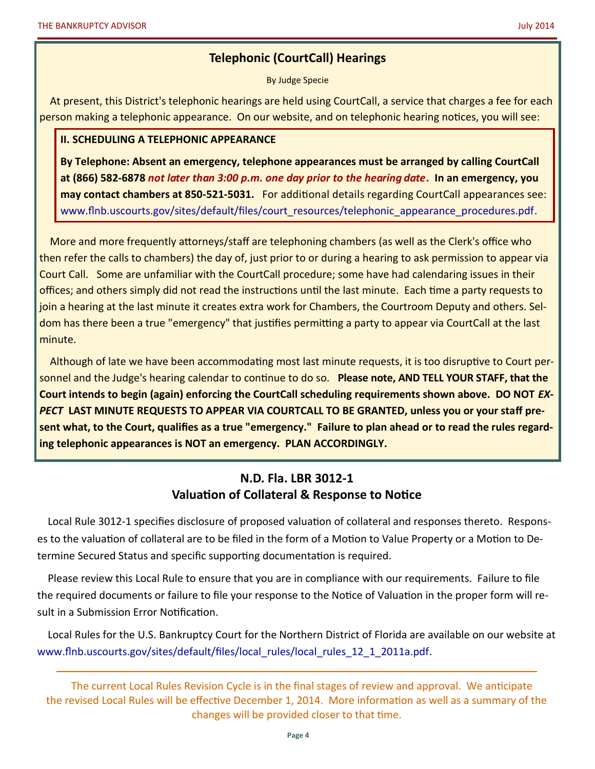## Telephonic (CourtCall) Hearings

By Judge Specie

At present, this District's telephonic hearings are held using CourtCall, a service that charges a fee for each person making a telephonic appearance. On our website, and on telephonic hearing notices, you will see:

> **II. SCHEDULING A TELEPHONIC APPEARANCE**
>
> **By Telephone: Absent an emergency, telephone appearances must be arranged by calling CourtCall at (866) 582-6878 *not later than 3:00 p.m. one day prior to the hearing date*. In an emergency, you may contact chambers at 850-521-5031.** For additional details regarding CourtCall appearances see: www.flnb.uscourts.gov/sites/default/files/court_resources/telephonic_appearance_procedures.pdf.

More and more frequently attorneys/staff are telephoning chambers (as well as the Clerk's office who then refer the calls to chambers) the day of, just prior to or during a hearing to ask permission to appear via Court Call. Some are unfamiliar with the CourtCall procedure; some have had calendaring issues in their offices; and others simply did not read the instructions until the last minute. Each time a party requests to join a hearing at the last minute it creates extra work for Chambers, the Courtroom Deputy and others. Seldom has there been a true "emergency" that justifies permitting a party to appear via CourtCall at the last minute.

Although of late we have been accommodating most last minute requests, it is too disruptive to Court personnel and the Judge's hearing calendar to continue to do so. **Please note, AND TELL YOUR STAFF, that the Court intends to begin (again) enforcing the CourtCall scheduling requirements shown above. DO NOT *EXPECT* LAST MINUTE REQUESTS TO APPEAR VIA COURTCALL TO BE GRANTED, unless you or your staff present what, to the Court, qualifies as a true "emergency." Failure to plan ahead or to read the rules regarding telephonic appearances is NOT an emergency. PLAN ACCORDINGLY.**

## N.D. Fla. LBR 3012-1
## Valuation of Collateral & Response to Notice

Local Rule 3012-1 specifies disclosure of proposed valuation of collateral and responses thereto. Responses to the valuation of collateral are to be filed in the form of a Motion to Value Property or a Motion to Determine Secured Status and specific supporting documentation is required.

Please review this Local Rule to ensure that you are in compliance with our requirements. Failure to file the required documents or failure to file your response to the Notice of Valuation in the proper form will result in a Submission Error Notification.

Local Rules for the U.S. Bankruptcy Court for the Northern District of Florida are available on our website at www.flnb.uscourts.gov/sites/default/files/local_rules/local_rules_12_1_2011a.pdf.

---

The current Local Rules Revision Cycle is in the final stages of review and approval. We anticipate the revised Local Rules will be effective December 1, 2014. More information as well as a summary of the changes will be provided closer to that time.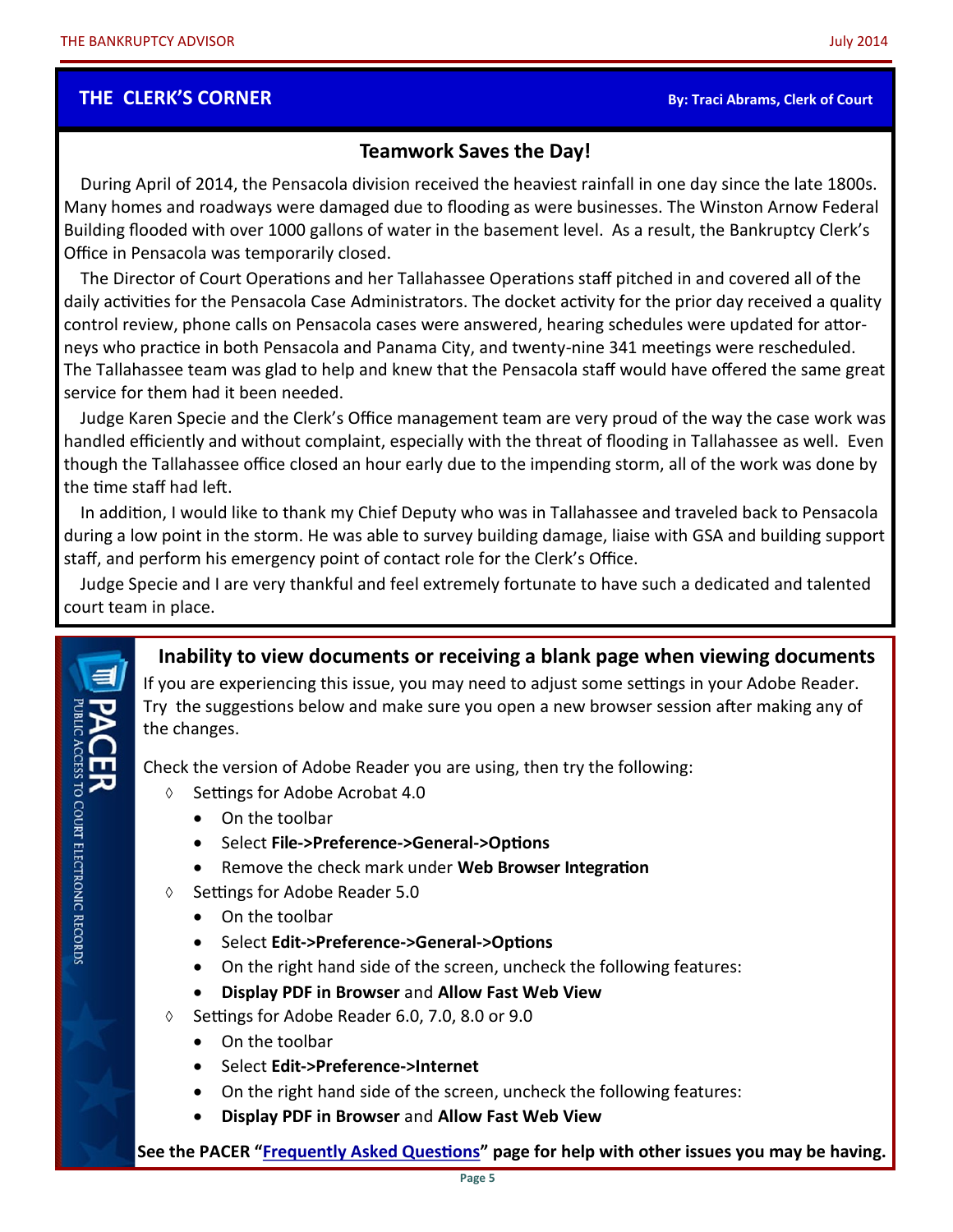## THE CLERK'S CORNER

**By: Traci Abrams, Clerk of Court**

### Teamwork Saves the Day!

During April of 2014, the Pensacola division received the heaviest rainfall in one day since the late 1800s. Many homes and roadways were damaged due to flooding as were businesses. The Winston Arnow Federal Building flooded with over 1000 gallons of water in the basement level. As a result, the Bankruptcy Clerk's Office in Pensacola was temporarily closed.

The Director of Court Operations and her Tallahassee Operations staff pitched in and covered all of the daily activities for the Pensacola Case Administrators. The docket activity for the prior day received a quality control review, phone calls on Pensacola cases were answered, hearing schedules were updated for attorneys who practice in both Pensacola and Panama City, and twenty-nine 341 meetings were rescheduled. The Tallahassee team was glad to help and knew that the Pensacola staff would have offered the same great service for them had it been needed.

Judge Karen Specie and the Clerk's Office management team are very proud of the way the case work was handled efficiently and without complaint, especially with the threat of flooding in Tallahassee as well. Even though the Tallahassee office closed an hour early due to the impending storm, all of the work was done by the time staff had left.

In addition, I would like to thank my Chief Deputy who was in Tallahassee and traveled back to Pensacola during a low point in the storm. He was able to survey building damage, liaise with GSA and building support staff, and perform his emergency point of contact role for the Clerk's Office.

Judge Specie and I are very thankful and feel extremely fortunate to have such a dedicated and talented court team in place.

PACER
PUBLIC ACCESS TO COURT ELECTRONIC RECORDS

### Inability to view documents or receiving a blank page when viewing documents

If you are experiencing this issue, you may need to adjust some settings in your Adobe Reader. Try the suggestions below and make sure you open a new browser session after making any of the changes.

Check the version of Adobe Reader you are using, then try the following:

- Settings for Adobe Acrobat 4.0
  - On the toolbar
  - Select **File->Preference->General->Options**
  - Remove the check mark under **Web Browser Integration**
- Settings for Adobe Reader 5.0
  - On the toolbar
  - Select **Edit->Preference->General->Options**
  - On the right hand side of the screen, uncheck the following features:
  - **Display PDF in Browser** and **Allow Fast Web View**
- Settings for Adobe Reader 6.0, 7.0, 8.0 or 9.0
  - On the toolbar
  - Select **Edit->Preference->Internet**
  - On the right hand side of the screen, uncheck the following features:
  - **Display PDF in Browser** and **Allow Fast Web View**

**See the PACER "Frequently Asked Questions" page for help with other issues you may be having.**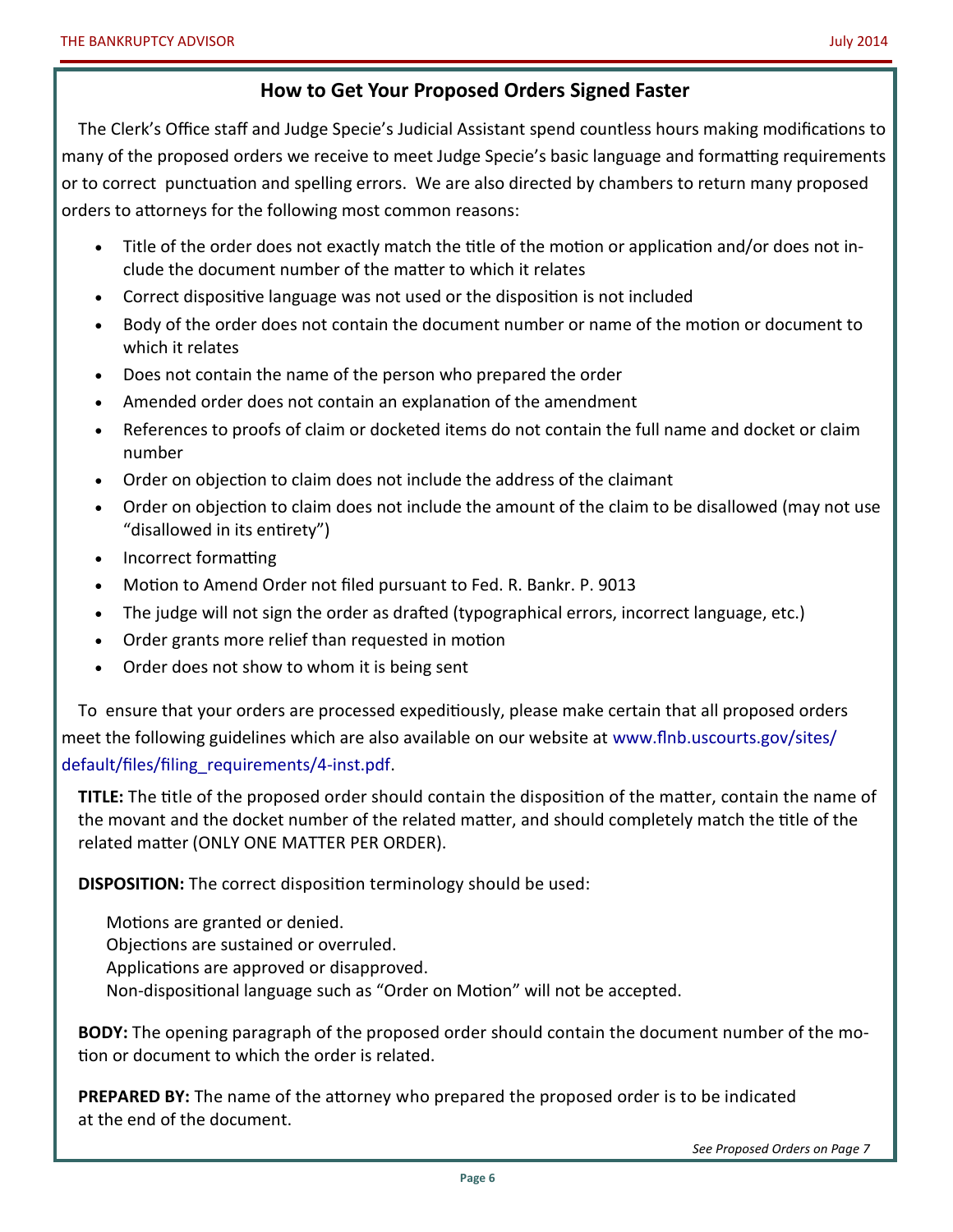## How to Get Your Proposed Orders Signed Faster

The Clerk's Office staff and Judge Specie's Judicial Assistant spend countless hours making modifications to many of the proposed orders we receive to meet Judge Specie's basic language and formatting requirements or to correct punctuation and spelling errors. We are also directed by chambers to return many proposed orders to attorneys for the following most common reasons:

- Title of the order does not exactly match the title of the motion or application and/or does not include the document number of the matter to which it relates
- Correct dispositive language was not used or the disposition is not included
- Body of the order does not contain the document number or name of the motion or document to which it relates
- Does not contain the name of the person who prepared the order
- Amended order does not contain an explanation of the amendment
- References to proofs of claim or docketed items do not contain the full name and docket or claim number
- Order on objection to claim does not include the address of the claimant
- Order on objection to claim does not include the amount of the claim to be disallowed (may not use "disallowed in its entirety")
- Incorrect formatting
- Motion to Amend Order not filed pursuant to Fed. R. Bankr. P. 9013
- The judge will not sign the order as drafted (typographical errors, incorrect language, etc.)
- Order grants more relief than requested in motion
- Order does not show to whom it is being sent

To ensure that your orders are processed expeditiously, please make certain that all proposed orders meet the following guidelines which are also available on our website at www.flnb.uscourts.gov/sites/default/files/filing_requirements/4-inst.pdf.

**TITLE:** The title of the proposed order should contain the disposition of the matter, contain the name of the movant and the docket number of the related matter, and should completely match the title of the related matter (ONLY ONE MATTER PER ORDER).

**DISPOSITION:** The correct disposition terminology should be used:

Motions are granted or denied.
Objections are sustained or overruled.
Applications are approved or disapproved.
Non-dispositional language such as "Order on Motion" will not be accepted.

**BODY:** The opening paragraph of the proposed order should contain the document number of the motion or document to which the order is related.

**PREPARED BY:** The name of the attorney who prepared the proposed order is to be indicated at the end of the document.

*See Proposed Orders on Page 7*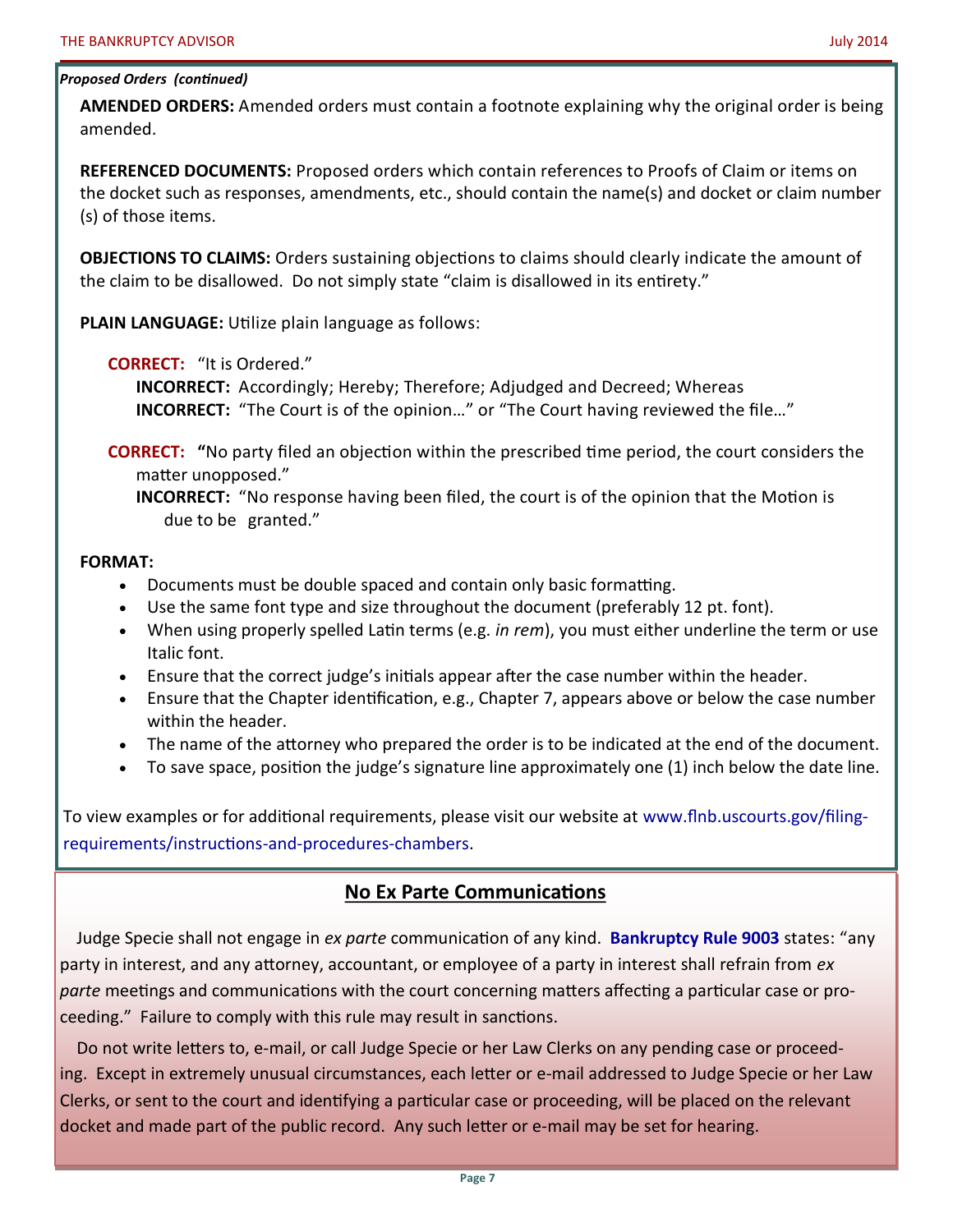*Proposed Orders (continued)*

**AMENDED ORDERS:** Amended orders must contain a footnote explaining why the original order is being amended.

**REFERENCED DOCUMENTS:** Proposed orders which contain references to Proofs of Claim or items on the docket such as responses, amendments, etc., should contain the name(s) and docket or claim number (s) of those items.

**OBJECTIONS TO CLAIMS:** Orders sustaining objections to claims should clearly indicate the amount of the claim to be disallowed. Do not simply state "claim is disallowed in its entirety."

**PLAIN LANGUAGE:** Utilize plain language as follows:

**CORRECT:** "It is Ordered."
**INCORRECT:** Accordingly; Hereby; Therefore; Adjudged and Decreed; Whereas
**INCORRECT:** "The Court is of the opinion…" or "The Court having reviewed the file…"

**CORRECT:** **"**No party filed an objection within the prescribed time period, the court considers the matter unopposed."
**INCORRECT:** "No response having been filed, the court is of the opinion that the Motion is due to be granted."

**FORMAT:**

- Documents must be double spaced and contain only basic formatting.
- Use the same font type and size throughout the document (preferably 12 pt. font).
- When using properly spelled Latin terms (e.g. *in rem*), you must either underline the term or use Italic font.
- Ensure that the correct judge's initials appear after the case number within the header.
- Ensure that the Chapter identification, e.g., Chapter 7, appears above or below the case number within the header.
- The name of the attorney who prepared the order is to be indicated at the end of the document.
- To save space, position the judge's signature line approximately one (1) inch below the date line.

To view examples or for additional requirements, please visit our website at www.flnb.uscourts.gov/filing-requirements/instructions-and-procedures-chambers.

## No Ex Parte Communications

Judge Specie shall not engage in *ex parte* communication of any kind. **Bankruptcy Rule 9003** states: "any party in interest, and any attorney, accountant, or employee of a party in interest shall refrain from *ex parte* meetings and communications with the court concerning matters affecting a particular case or proceeding." Failure to comply with this rule may result in sanctions.

Do not write letters to, e-mail, or call Judge Specie or her Law Clerks on any pending case or proceeding. Except in extremely unusual circumstances, each letter or e-mail addressed to Judge Specie or her Law Clerks, or sent to the court and identifying a particular case or proceeding, will be placed on the relevant docket and made part of the public record. Any such letter or e-mail may be set for hearing.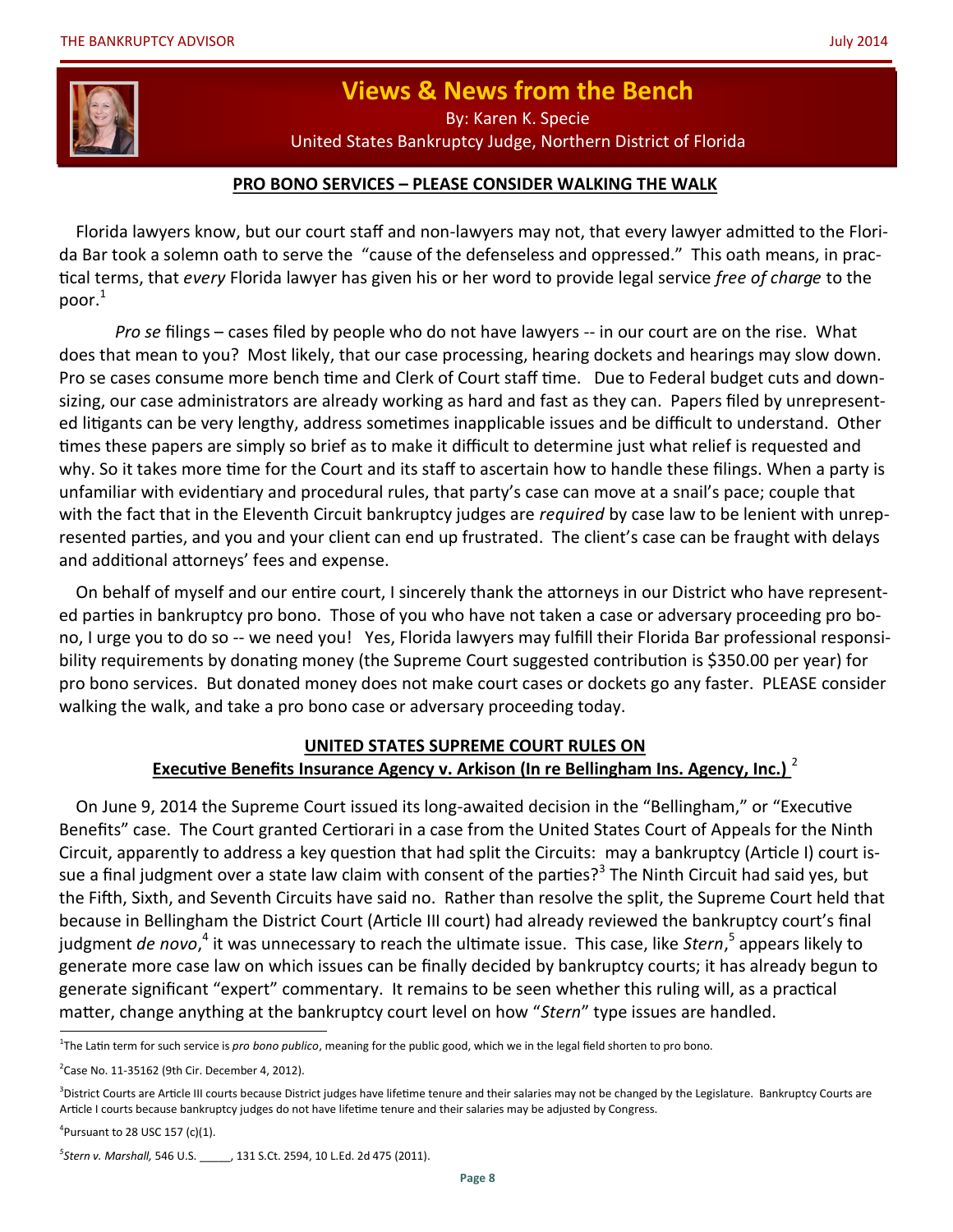# Views & News from the Bench

By: Karen K. Specie

United States Bankruptcy Judge, Northern District of Florida

**PRO BONO SERVICES – PLEASE CONSIDER WALKING THE WALK**

Florida lawyers know, but our court staff and non-lawyers may not, that every lawyer admitted to the Florida Bar took a solemn oath to serve the "cause of the defenseless and oppressed." This oath means, in practical terms, that *every* Florida lawyer has given his or her word to provide legal service *free of charge* to the poor.[1]

*Pro se* filings – cases filed by people who do not have lawyers -- in our court are on the rise. What does that mean to you? Most likely, that our case processing, hearing dockets and hearings may slow down. Pro se cases consume more bench time and Clerk of Court staff time. Due to Federal budget cuts and downsizing, our case administrators are already working as hard and fast as they can. Papers filed by unrepresented litigants can be very lengthy, address sometimes inapplicable issues and be difficult to understand. Other times these papers are simply so brief as to make it difficult to determine just what relief is requested and why. So it takes more time for the Court and its staff to ascertain how to handle these filings. When a party is unfamiliar with evidentiary and procedural rules, that party's case can move at a snail's pace; couple that with the fact that in the Eleventh Circuit bankruptcy judges are *required* by case law to be lenient with unrepresented parties, and you and your client can end up frustrated. The client's case can be fraught with delays and additional attorneys' fees and expense.

On behalf of myself and our entire court, I sincerely thank the attorneys in our District who have represented parties in bankruptcy pro bono. Those of you who have not taken a case or adversary proceeding pro bono, I urge you to do so -- we need you! Yes, Florida lawyers may fulfill their Florida Bar professional responsibility requirements by donating money (the Supreme Court suggested contribution is $350.00 per year) for pro bono services. But donated money does not make court cases or dockets go any faster. PLEASE consider walking the walk, and take a pro bono case or adversary proceeding today.

**UNITED STATES SUPREME COURT RULES ON**
**Executive Benefits Insurance Agency v. Arkison (In re Bellingham Ins. Agency, Inc.)** [2]

On June 9, 2014 the Supreme Court issued its long-awaited decision in the "Bellingham," or "Executive Benefits" case. The Court granted Certiorari in a case from the United States Court of Appeals for the Ninth Circuit, apparently to address a key question that had split the Circuits: may a bankruptcy (Article I) court issue a final judgment over a state law claim with consent of the parties?[3] The Ninth Circuit had said yes, but the Fifth, Sixth, and Seventh Circuits have said no. Rather than resolve the split, the Supreme Court held that because in Bellingham the District Court (Article III court) had already reviewed the bankruptcy court's final judgment *de novo*,[4] it was unnecessary to reach the ultimate issue. This case, like *Stern*,[5] appears likely to generate more case law on which issues can be finally decided by bankruptcy courts; it has already begun to generate significant "expert" commentary. It remains to be seen whether this ruling will, as a practical matter, change anything at the bankruptcy court level on how "*Stern*" type issues are handled.

---

[1] The Latin term for such service is *pro bono publico*, meaning for the public good, which we in the legal field shorten to pro bono.

[2] Case No. 11-35162 (9th Cir. December 4, 2012).

[3] District Courts are Article III courts because District judges have lifetime tenure and their salaries may not be changed by the Legislature. Bankruptcy Courts are Article I courts because bankruptcy judges do not have lifetime tenure and their salaries may be adjusted by Congress.

[4] Pursuant to 28 USC 157 (c)(1).

[5] *Stern v. Marshall,* 546 U.S. _____, 131 S.Ct. 2594, 10 L.Ed. 2d 475 (2011).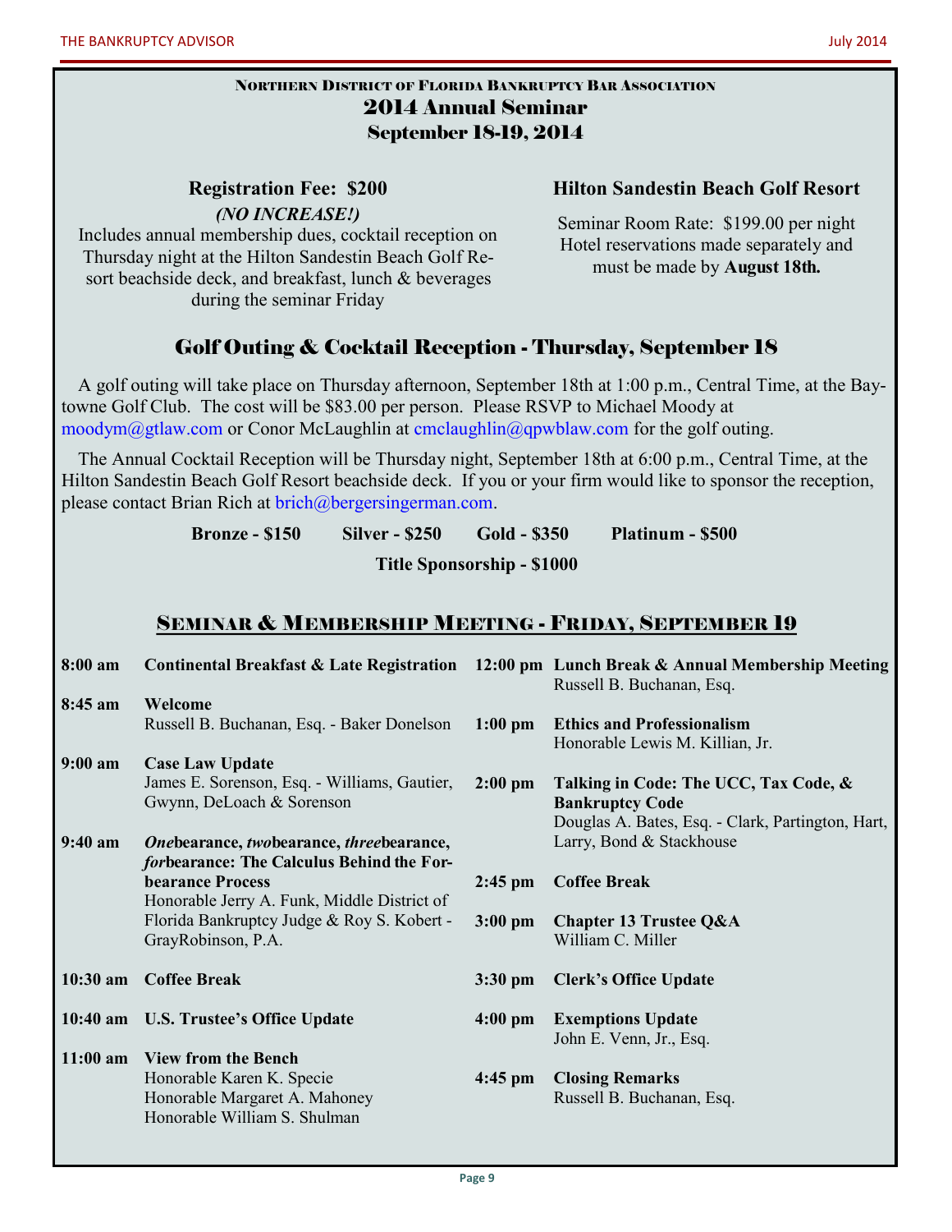# Northern District of Florida Bankruptcy Bar Association
## 2014 Annual Seminar
## September 18-19, 2014

**Registration Fee: $200**
***(NO INCREASE!)***
Includes annual membership dues, cocktail reception on Thursday night at the Hilton Sandestin Beach Golf Resort beachside deck, and breakfast, lunch & beverages during the seminar Friday

**Hilton Sandestin Beach Golf Resort**
Seminar Room Rate: $199.00 per night
Hotel reservations made separately and must be made by **August 18th.**

## Golf Outing & Cocktail Reception - Thursday, September 18

A golf outing will take place on Thursday afternoon, September 18th at 1:00 p.m., Central Time, at the Baytowne Golf Club. The cost will be $83.00 per person. Please RSVP to Michael Moody at moodym@gtlaw.com or Conor McLaughlin at cmclaughlin@qpwblaw.com for the golf outing.

The Annual Cocktail Reception will be Thursday night, September 18th at 6:00 p.m., Central Time, at the Hilton Sandestin Beach Golf Resort beachside deck. If you or your firm would like to sponsor the reception, please contact Brian Rich at brich@bergersingerman.com.

**Bronze - $150** **Silver - $250** **Gold - $350** **Platinum - $500**

**Title Sponsorship - $1000**

## Seminar & Membership Meeting - Friday, September 19

**8:00 am** **Continental Breakfast & Late Registration**

**8:45 am** **Welcome**
Russell B. Buchanan, Esq. - Baker Donelson

**9:00 am** **Case Law Update**
James E. Sorenson, Esq. - Williams, Gautier, Gwynn, DeLoach & Sorenson

**9:40 am** ***One*bearance, *two*bearance, *three*bearance, *for*bearance: The Calculus Behind the Forbearance Process**
Honorable Jerry A. Funk, Middle District of Florida Bankruptcy Judge & Roy S. Kobert - GrayRobinson, P.A.

**10:30 am** **Coffee Break**

**10:40 am** **U.S. Trustee's Office Update**

**11:00 am** **View from the Bench**
Honorable Karen K. Specie
Honorable Margaret A. Mahoney
Honorable William S. Shulman

**12:00 pm** **Lunch Break & Annual Membership Meeting**
Russell B. Buchanan, Esq.

**1:00 pm** **Ethics and Professionalism**
Honorable Lewis M. Killian, Jr.

**2:00 pm** **Talking in Code: The UCC, Tax Code, & Bankruptcy Code**
Douglas A. Bates, Esq. - Clark, Partington, Hart, Larry, Bond & Stackhouse

**2:45 pm** **Coffee Break**

**3:00 pm** **Chapter 13 Trustee Q&A**
William C. Miller

**3:30 pm** **Clerk's Office Update**

**4:00 pm** **Exemptions Update**
John E. Venn, Jr., Esq.

**4:45 pm** **Closing Remarks**
Russell B. Buchanan, Esq.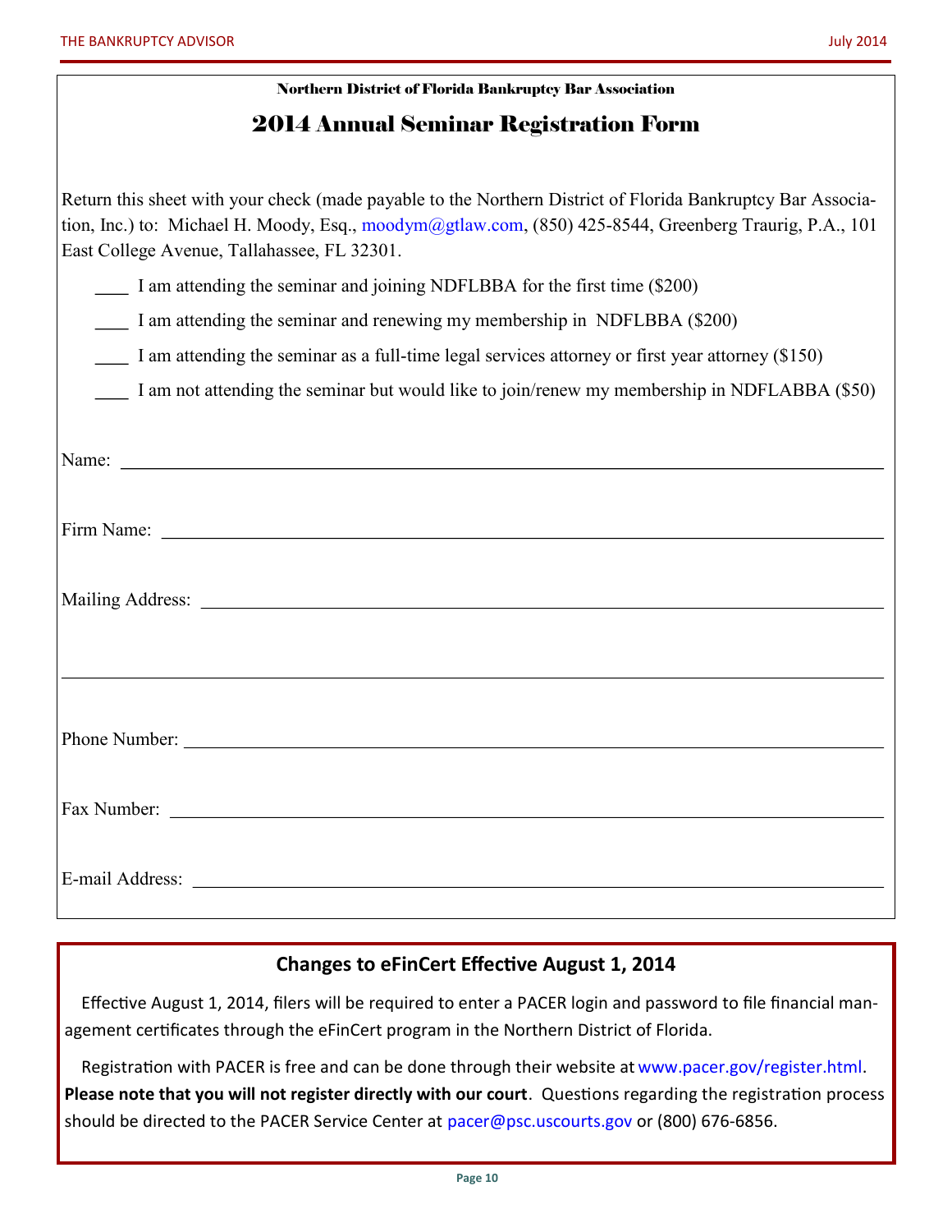**Northern District of Florida Bankruptcy Bar Association**

## 2014 Annual Seminar Registration Form

Return this sheet with your check (made payable to the Northern District of Florida Bankruptcy Bar Association, Inc.) to: Michael H. Moody, Esq., moodym@gtlaw.com, (850) 425-8544, Greenberg Traurig, P.A., 101 East College Avenue, Tallahassee, FL 32301.

____ I am attending the seminar and joining NDFLBBA for the first time ($200)

____ I am attending the seminar and renewing my membership in NDFLBBA ($200)

____ I am attending the seminar as a full-time legal services attorney or first year attorney ($150)

____ I am not attending the seminar but would like to join/renew my membership in NDFLABBA ($50)

Name: ______________________________________________________________

Firm Name: __________________________________________________________

Mailing Address: ______________________________________________________

____________________________________________________________________

Phone Number: _______________________________________________________

Fax Number: _________________________________________________________

E-mail Address: _______________________________________________________

## Changes to eFinCert Effective August 1, 2014

Effective August 1, 2014, filers will be required to enter a PACER login and password to file financial management certificates through the eFinCert program in the Northern District of Florida.

Registration with PACER is free and can be done through their website at www.pacer.gov/register.html. **Please note that you will not register directly with our court**. Questions regarding the registration process should be directed to the PACER Service Center at pacer@psc.uscourts.gov or (800) 676-6856.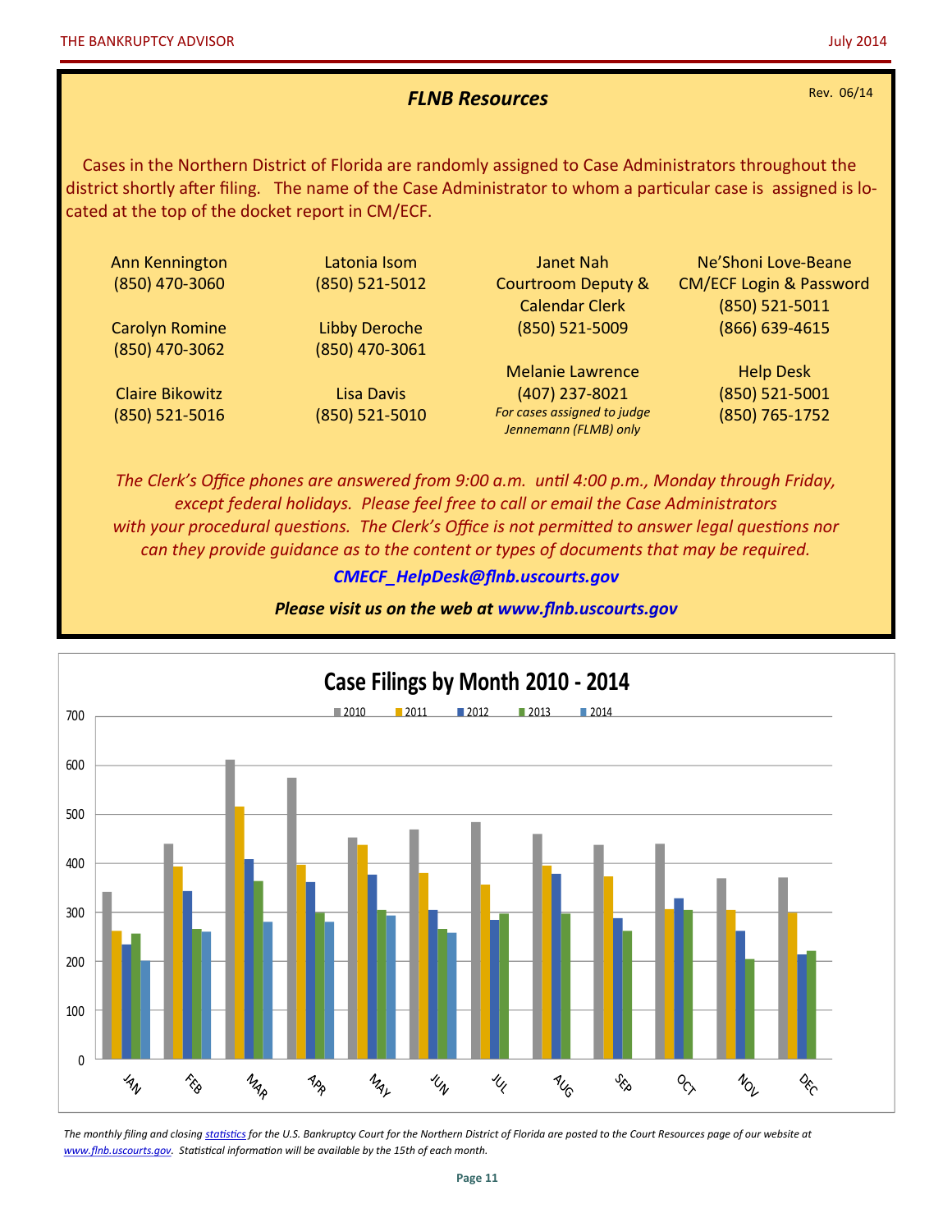## *FLNB Resources*

Rev. 06/14

Cases in the Northern District of Florida are randomly assigned to Case Administrators throughout the district shortly after filing. The name of the Case Administrator to whom a particular case is assigned is located at the top of the docket report in CM/ECF.

Ann Kennington
(850) 470-3060

Carolyn Romine
(850) 470-3062

Claire Bikowitz
(850) 521-5016

Latonia Isom
(850) 521-5012

Libby Deroche
(850) 470-3061

Lisa Davis
(850) 521-5010

Janet Nah
Courtroom Deputy & Calendar Clerk
(850) 521-5009

Melanie Lawrence
(407) 237-8021
*For cases assigned to judge Jennemann (FLMB) only*

Ne'Shoni Love-Beane
CM/ECF Login & Password
(850) 521-5011
(866) 639-4615

Help Desk
(850) 521-5001
(850) 765-1752

*The Clerk's Office phones are answered from 9:00 a.m. until 4:00 p.m., Monday through Friday, except federal holidays. Please feel free to call or email the Case Administrators with your procedural questions. The Clerk's Office is not permitted to answer legal questions nor can they provide guidance as to the content or types of documents that may be required.*

***CMECF_HelpDesk@flnb.uscourts.gov***

***Please visit us on the web at www.flnb.uscourts.gov***

**Case Filings by Month 2010 - 2014**

2010 2011 2012 2013 2014

700
600
500
400
300
200
100
0

JAN FEB MAR APR MAY JUN JUL AUG SEP OCT NOV DEC

*The monthly filing and closing statistics for the U.S. Bankruptcy Court for the Northern District of Florida are posted to the Court Resources page of our website at www.flnb.uscourts.gov. Statistical information will be available by the 15th of each month.*